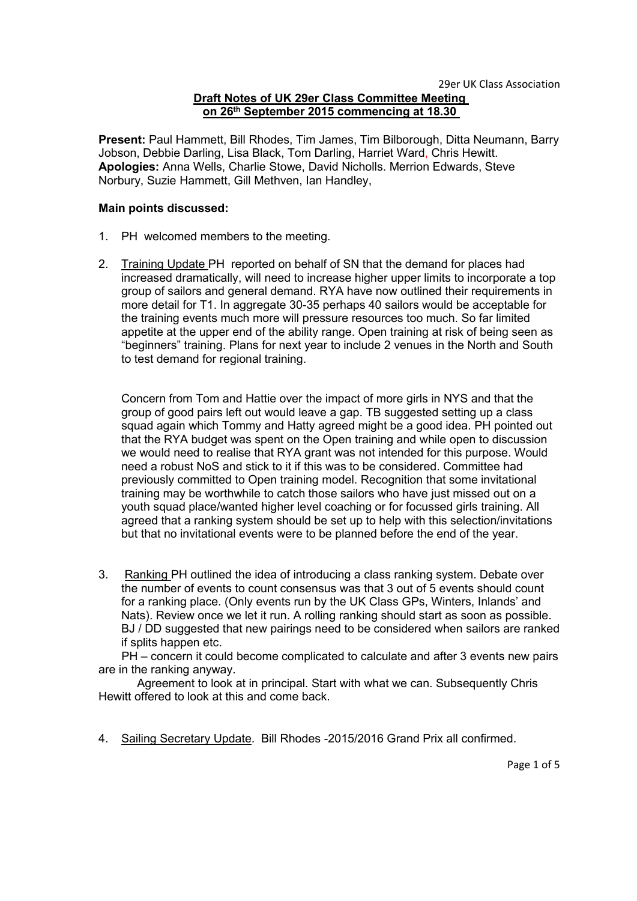29er UK Class Association

**Draft Notes of UK 29er Class Committee Meeting on 26th September 2015 commencing at 18.30**

**Present:** Paul Hammett, Bill Rhodes, Tim James, Tim Bilborough, Ditta Neumann, Barry Jobson, Debbie Darling, Lisa Black, Tom Darling, Harriet Ward, Chris Hewitt.
**Apologies:** Anna Wells, Charlie Stowe, David Nicholls. Merrion Edwards, Steve Norbury, Suzie Hammett, Gill Methven, Ian Handley,

**Main points discussed:**

1. PH welcomed members to the meeting.

2. Training Update PH reported on behalf of SN that the demand for places had increased dramatically, will need to increase higher upper limits to incorporate a top group of sailors and general demand. RYA have now outlined their requirements in more detail for T1. In aggregate 30-35 perhaps 40 sailors would be acceptable for the training events much more will pressure resources too much. So far limited appetite at the upper end of the ability range. Open training at risk of being seen as "beginners" training. Plans for next year to include 2 venues in the North and South to test demand for regional training.

   Concern from Tom and Hattie over the impact of more girls in NYS and that the group of good pairs left out would leave a gap. TB suggested setting up a class squad again which Tommy and Hatty agreed might be a good idea. PH pointed out that the RYA budget was spent on the Open training and while open to discussion we would need to realise that RYA grant was not intended for this purpose. Would need a robust NoS and stick to it if this was to be considered. Committee had previously committed to Open training model. Recognition that some invitational training may be worthwhile to catch those sailors who have just missed out on a youth squad place/wanted higher level coaching or for focussed girls training. All agreed that a ranking system should be set up to help with this selection/invitations but that no invitational events were to be planned before the end of the year.

3. Ranking PH outlined the idea of introducing a class ranking system. Debate over the number of events to count consensus was that 3 out of 5 events should count for a ranking place. (Only events run by the UK Class GPs, Winters, Inlands' and Nats). Review once we let it run. A rolling ranking should start as soon as possible. BJ / DD suggested that new pairings need to be considered when sailors are ranked if splits happen etc.

   PH – concern it could become complicated to calculate and after 3 events new pairs are in the ranking anyway.

   Agreement to look at in principal. Start with what we can. Subsequently Chris Hewitt offered to look at this and come back.

4. Sailing Secretary Update. Bill Rhodes -2015/2016 Grand Prix all confirmed.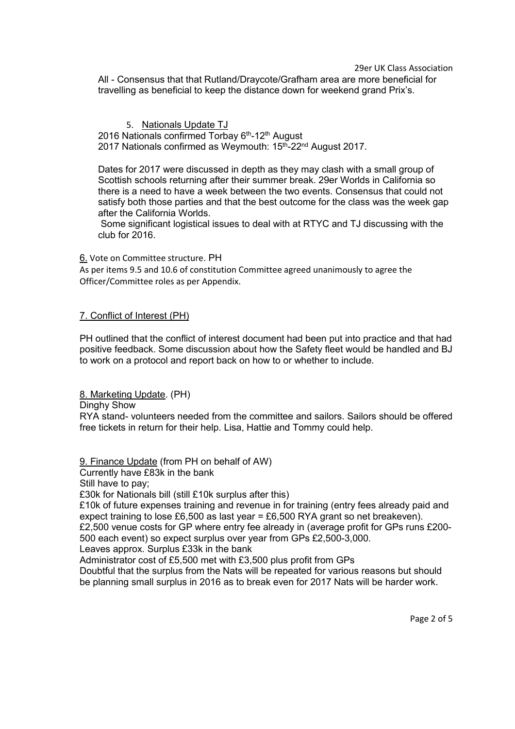All - Consensus that that Rutland/Draycote/Grafham area are more beneficial for travelling as beneficial to keep the distance down for weekend grand Prix's.

5. Nationals Update TJ

2016 Nationals confirmed Torbay 6th-12th August
2017 Nationals confirmed as Weymouth: 15th-22nd August 2017.

Dates for 2017 were discussed in depth as they may clash with a small group of Scottish schools returning after their summer break. 29er Worlds in California so there is a need to have a week between the two events. Consensus that could not satisfy both those parties and that the best outcome for the class was the week gap after the California Worlds.

Some significant logistical issues to deal with at RTYC and TJ discussing with the club for 2016.

6. Vote on Committee structure. PH

As per items 9.5 and 10.6 of constitution Committee agreed unanimously to agree the Officer/Committee roles as per Appendix.

7. Conflict of Interest (PH)

PH outlined that the conflict of interest document had been put into practice and that had positive feedback. Some discussion about how the Safety fleet would be handled and BJ to work on a protocol and report back on how to or whether to include.

8. Marketing Update. (PH)

Dinghy Show

RYA stand- volunteers needed from the committee and sailors. Sailors should be offered free tickets in return for their help. Lisa, Hattie and Tommy could help.

9. Finance Update (from PH on behalf of AW)

Currently have £83k in the bank

Still have to pay;

£30k for Nationals bill (still £10k surplus after this)

£10k of future expenses training and revenue in for training (entry fees already paid and expect training to lose £6,500 as last year = £6,500 RYA grant so net breakeven).

£2,500 venue costs for GP where entry fee already in (average profit for GPs runs £200-500 each event) so expect surplus over year from GPs £2,500-3,000.

Leaves approx. Surplus £33k in the bank

Administrator cost of £5,500 met with £3,500 plus profit from GPs

Doubtful that the surplus from the Nats will be repeated for various reasons but should be planning small surplus in 2016 as to break even for 2017 Nats will be harder work.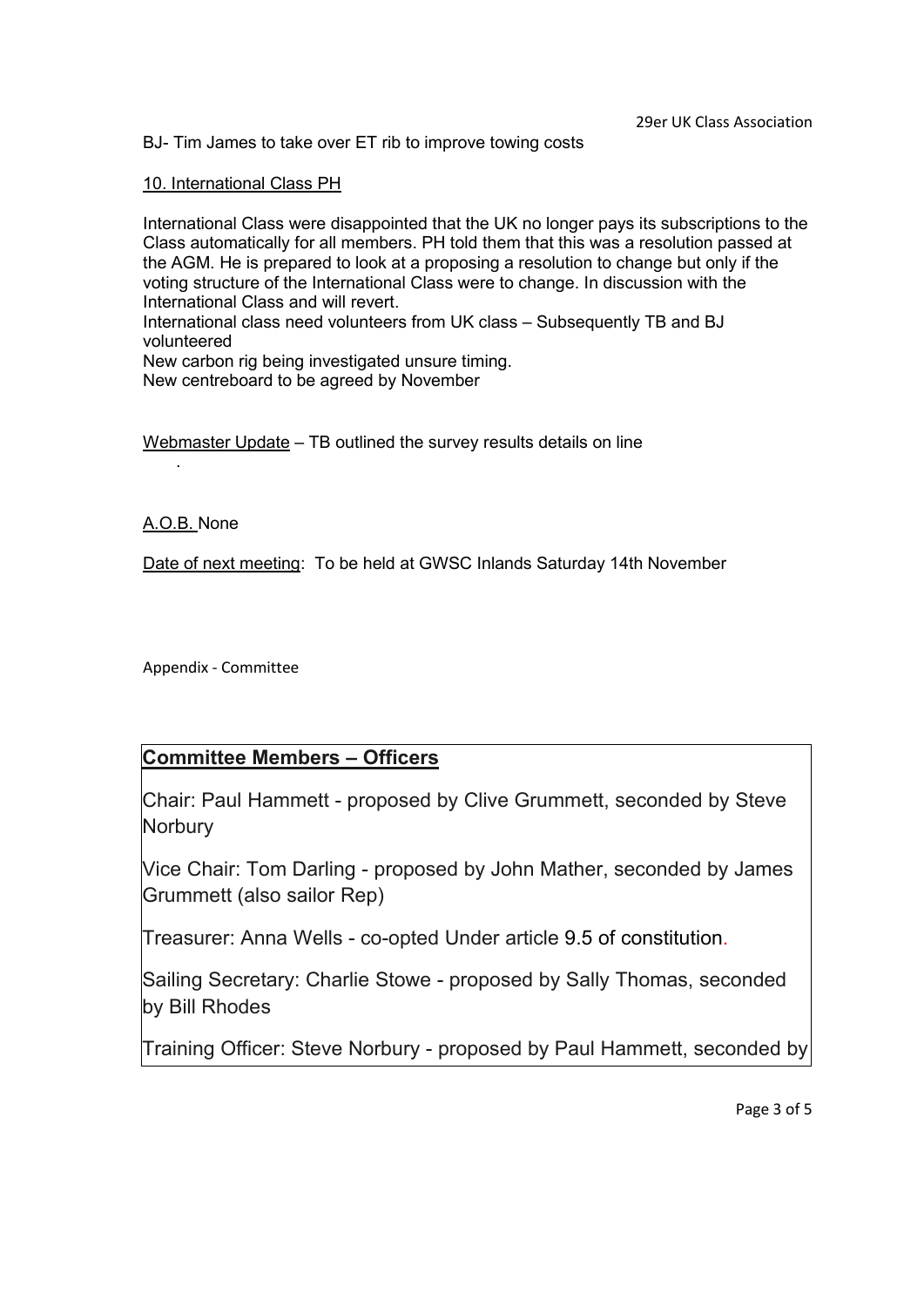BJ- Tim James to take over ET rib to improve towing costs

10. International Class PH

International Class were disappointed that the UK no longer pays its subscriptions to the Class automatically for all members. PH told them that this was a resolution passed at the AGM. He is prepared to look at a proposing a resolution to change but only if the voting structure of the International Class were to change. In discussion with the International Class and will revert.
International class need volunteers from UK class – Subsequently TB and BJ volunteered
New carbon rig being investigated unsure timing.
New centreboard to be agreed by November

Webmaster Update – TB outlined the survey results details on line

A.O.B. None

Date of next meeting: To be held at GWSC Inlands Saturday 14th November

Appendix - Committee

**Committee Members – Officers**

Chair: Paul Hammett - proposed by Clive Grummett, seconded by Steve Norbury

Vice Chair: Tom Darling - proposed by John Mather, seconded by James Grummett (also sailor Rep)

Treasurer: Anna Wells - co-opted Under article 9.5 of constitution.

Sailing Secretary: Charlie Stowe - proposed by Sally Thomas, seconded by Bill Rhodes

Training Officer: Steve Norbury - proposed by Paul Hammett, seconded by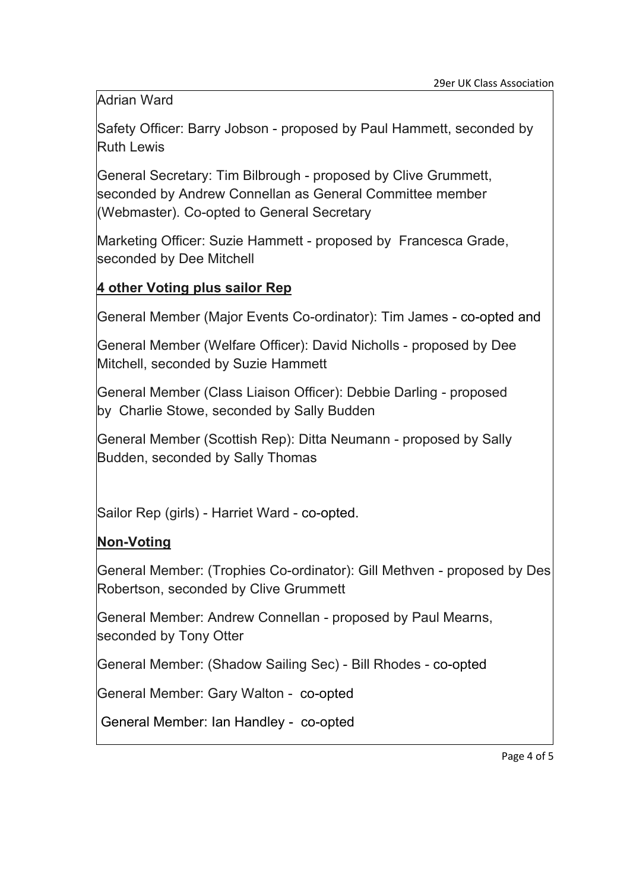Adrian Ward

Safety Officer: Barry Jobson - proposed by Paul Hammett, seconded by Ruth Lewis

General Secretary: Tim Bilbrough - proposed by Clive Grummett, seconded by Andrew Connellan as General Committee member (Webmaster). Co-opted to General Secretary

Marketing Officer: Suzie Hammett - proposed by Francesca Grade, seconded by Dee Mitchell

**<u>4 other Voting plus sailor Rep</u>**

General Member (Major Events Co-ordinator): Tim James - co-opted and

General Member (Welfare Officer): David Nicholls - proposed by Dee Mitchell, seconded by Suzie Hammett

General Member (Class Liaison Officer): Debbie Darling - proposed by Charlie Stowe, seconded by Sally Budden

General Member (Scottish Rep): Ditta Neumann - proposed by Sally Budden, seconded by Sally Thomas

Sailor Rep (girls) - Harriet Ward - co-opted.

**<u>Non-Voting</u>**

General Member: (Trophies Co-ordinator): Gill Methven - proposed by Des Robertson, seconded by Clive Grummett

General Member: Andrew Connellan - proposed by Paul Mearns, seconded by Tony Otter

General Member: (Shadow Sailing Sec) - Bill Rhodes - co-opted

General Member: Gary Walton - co-opted

General Member: Ian Handley - co-opted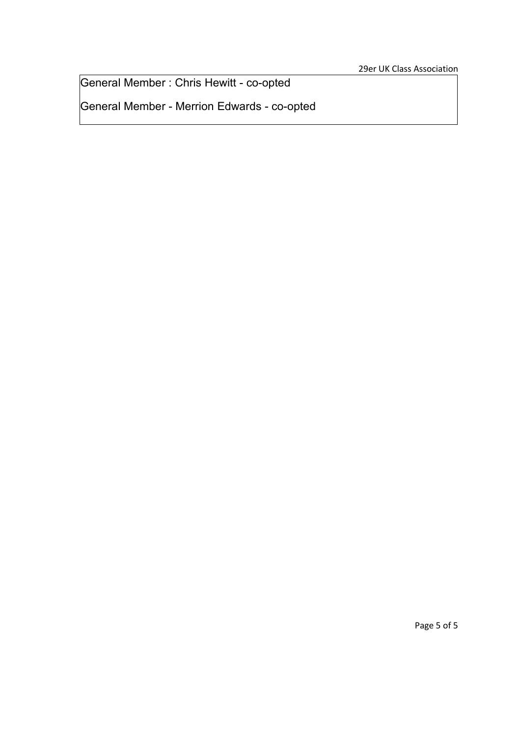General Member : Chris Hewitt - co-opted

General Member - Merrion Edwards - co-opted